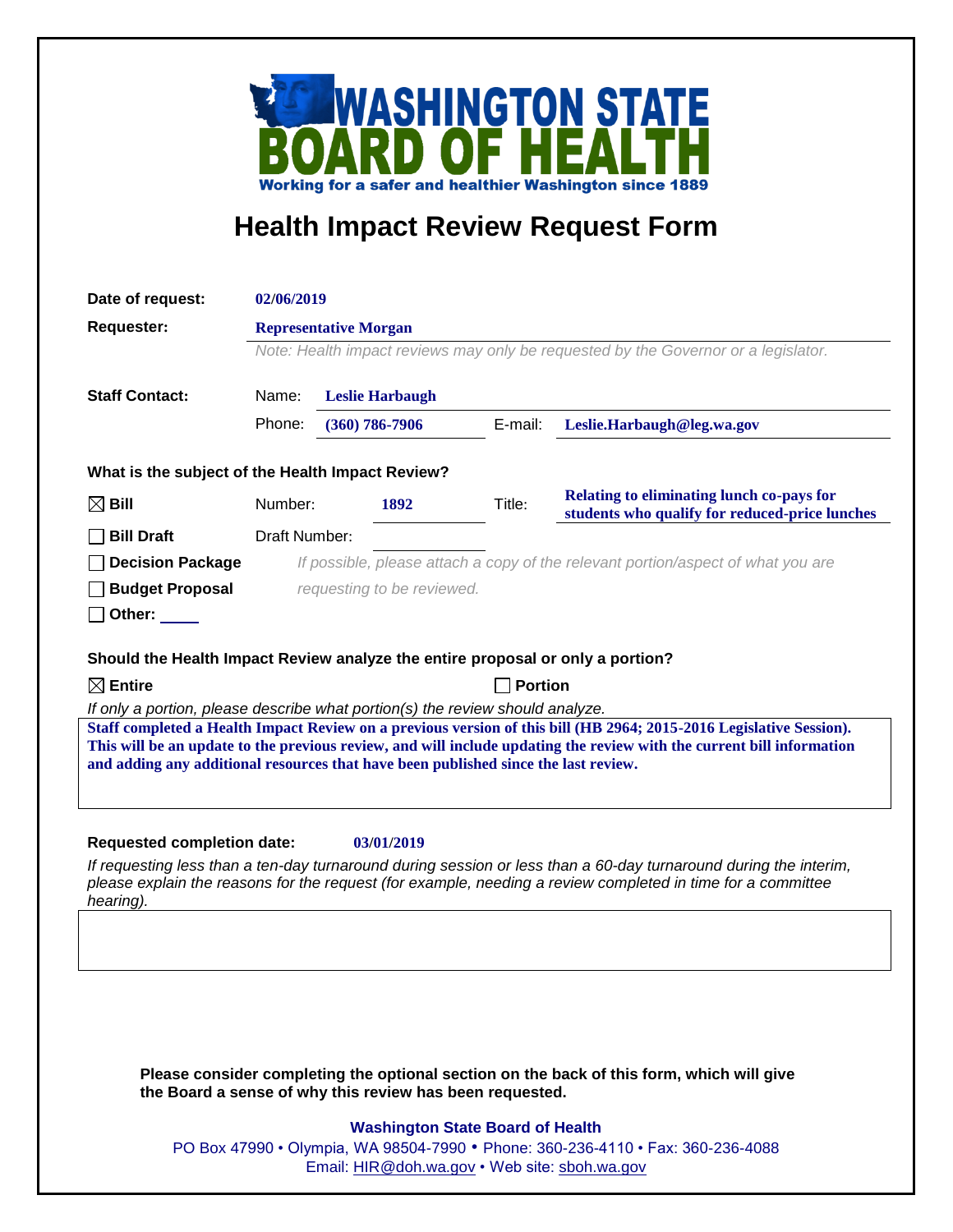**WASHINGTON STATE BOARD OF HEALTH**

**Working for a safer and healthier Washington since 1889**

# Health Impact Review Request Form

**Date of request:** 02/06/2019

**Requester:** Representative Morgan

*Note: Health impact reviews may only be requested by the Governor or a legislator.*

**Staff Contact:**

Name: **Leslie Harbaugh**

Phone: **(360) 786-7906** E-mail: **Leslie.Harbaugh@leg.wa.gov**

### What is the subject of the Health Impact Review?

☒ **Bill** Number: **1892** Title: **Relating to eliminating lunch co-pays for students who qualify for reduced-price lunches**

☐ **Bill Draft** Draft Number:

☐ **Decision Package** *If possible, please attach a copy of the relevant portion/aspect of what you are requesting to be reviewed.*

☐ **Budget Proposal**

☐ **Other:** ____

### Should the Health Impact Review analyze the entire proposal or only a portion?

☒ **Entire** ☐ **Portion**

*If only a portion, please describe what portion(s) the review should analyze.*

**Staff completed a Health Impact Review on a previous version of this bill (HB 2964; 2015-2016 Legislative Session). This will be an update to the previous review, and will include updating the review with the current bill information and adding any additional resources that have been published since the last review.**

**Requested completion date:** 03/01/2019

*If requesting less than a ten-day turnaround during session or less than a 60-day turnaround during the interim, please explain the reasons for the request (for example, needing a review completed in time for a committee hearing).*

**Please consider completing the optional section on the back of this form, which will give the Board a sense of why this review has been requested.**

**Washington State Board of Health**

PO Box 47990 • Olympia, WA 98504-7990 • Phone: 360-236-4110 • Fax: 360-236-4088

Email: HIR@doh.wa.gov • Web site: sboh.wa.gov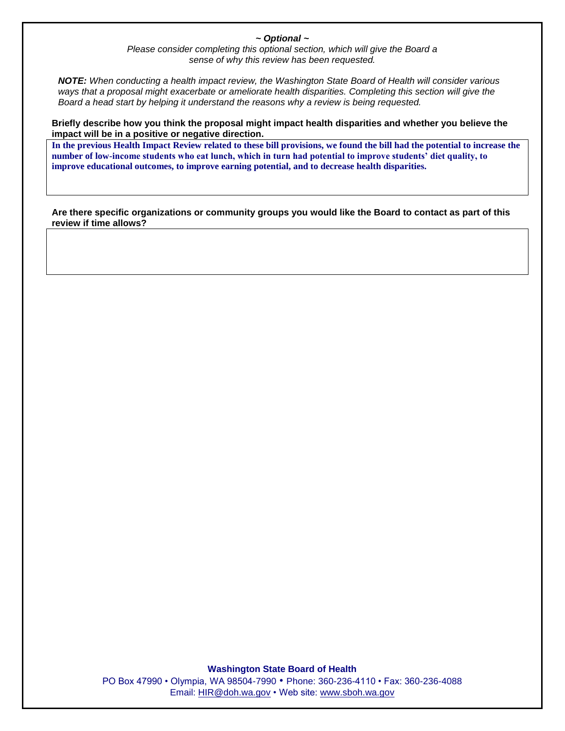*~ Optional ~*

*Please consider completing this optional section, which will give the Board a sense of why this review has been requested.*

***NOTE:*** *When conducting a health impact review, the Washington State Board of Health will consider various ways that a proposal might exacerbate or ameliorate health disparities. Completing this section will give the Board a head start by helping it understand the reasons why a review is being requested.*

**Briefly describe how you think the proposal might impact health disparities and whether you believe the impact will be in a positive or negative direction.**

**In the previous Health Impact Review related to these bill provisions, we found the bill had the potential to increase the number of low-income students who eat lunch, which in turn had potential to improve students' diet quality, to improve educational outcomes, to improve earning potential, and to decrease health disparities.**

**Are there specific organizations or community groups you would like the Board to contact as part of this review if time allows?**

**Washington State Board of Health**

PO Box 47990 • Olympia, WA 98504-7990 • Phone: 360-236-4110 • Fax: 360-236-4088
Email: HIR@doh.wa.gov • Web site: www.sboh.wa.gov